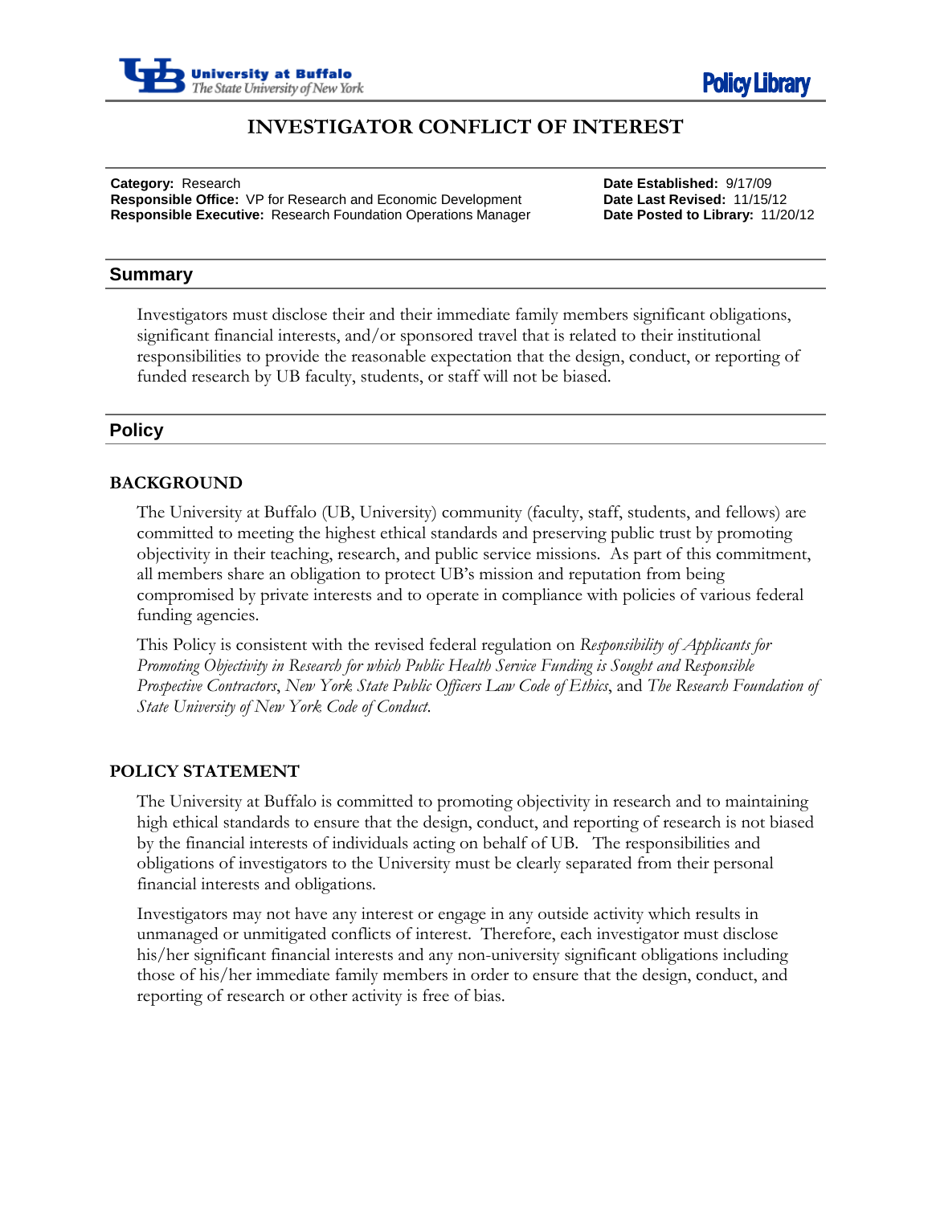# INVESTIGATOR CONFLICT OF INTEREST

**Category:** Research
**Responsible Office:** VP for Research and Economic Development
**Responsible Executive:** Research Foundation Operations Manager

**Date Established:** 9/17/09
**Date Last Revised:** 11/15/12
**Date Posted to Library:** 11/20/12

## Summary

Investigators must disclose their and their immediate family members significant obligations, significant financial interests, and/or sponsored travel that is related to their institutional responsibilities to provide the reasonable expectation that the design, conduct, or reporting of funded research by UB faculty, students, or staff will not be biased.

## Policy

### BACKGROUND

The University at Buffalo (UB, University) community (faculty, staff, students, and fellows) are committed to meeting the highest ethical standards and preserving public trust by promoting objectivity in their teaching, research, and public service missions. As part of this commitment, all members share an obligation to protect UB's mission and reputation from being compromised by private interests and to operate in compliance with policies of various federal funding agencies.

This Policy is consistent with the revised federal regulation on *Responsibility of Applicants for Promoting Objectivity in Research for which Public Health Service Funding is Sought and Responsible Prospective Contractors*, *New York State Public Officers Law Code of Ethics*, and *The Research Foundation of State University of New York Code of Conduct.*

### POLICY STATEMENT

The University at Buffalo is committed to promoting objectivity in research and to maintaining high ethical standards to ensure that the design, conduct, and reporting of research is not biased by the financial interests of individuals acting on behalf of UB. The responsibilities and obligations of investigators to the University must be clearly separated from their personal financial interests and obligations.

Investigators may not have any interest or engage in any outside activity which results in unmanaged or unmitigated conflicts of interest. Therefore, each investigator must disclose his/her significant financial interests and any non-university significant obligations including those of his/her immediate family members in order to ensure that the design, conduct, and reporting of research or other activity is free of bias.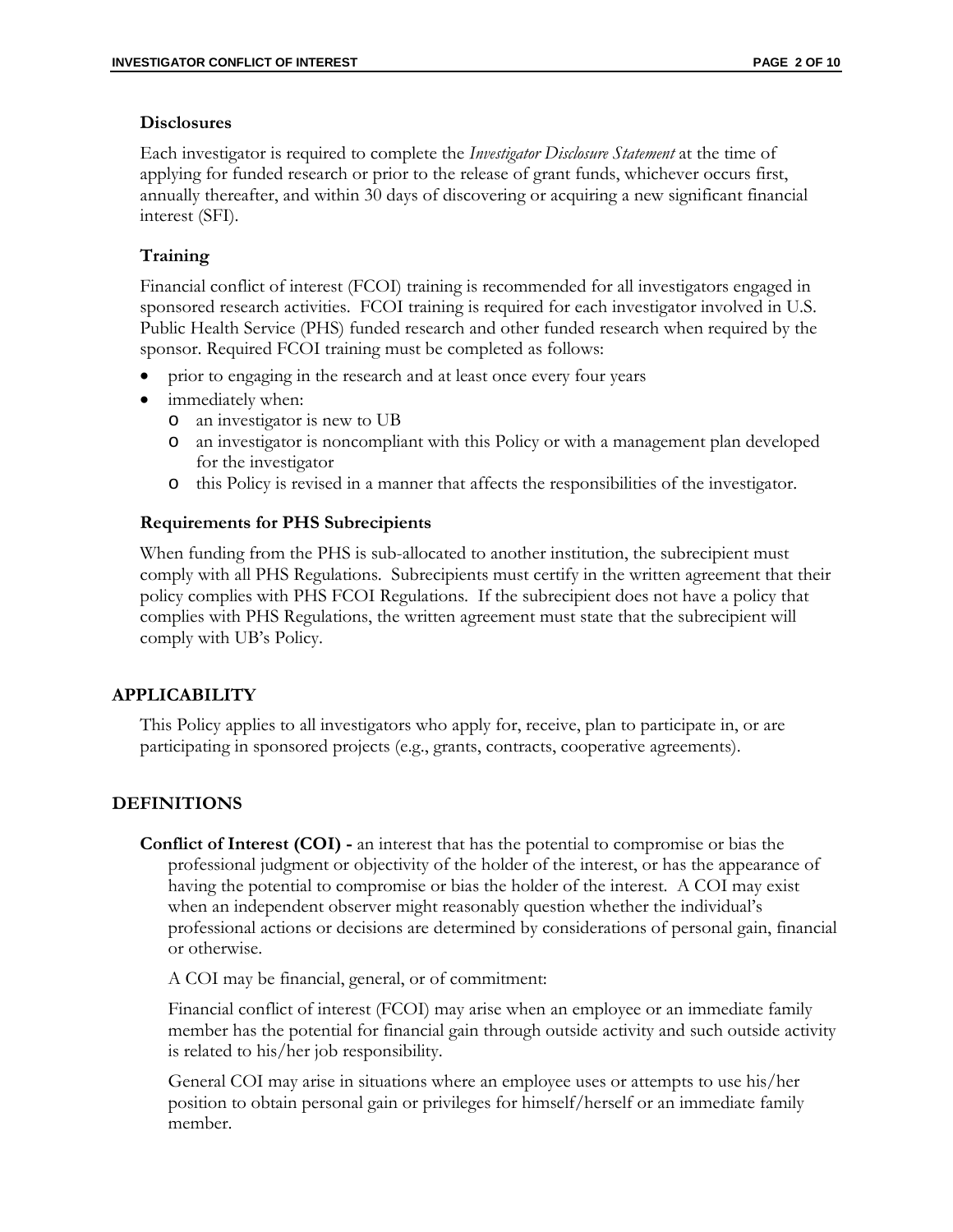### Disclosures

Each investigator is required to complete the *Investigator Disclosure Statement* at the time of applying for funded research or prior to the release of grant funds, whichever occurs first, annually thereafter, and within 30 days of discovering or acquiring a new significant financial interest (SFI).

### Training

Financial conflict of interest (FCOI) training is recommended for all investigators engaged in sponsored research activities. FCOI training is required for each investigator involved in U.S. Public Health Service (PHS) funded research and other funded research when required by the sponsor. Required FCOI training must be completed as follows:

- prior to engaging in the research and at least once every four years
- immediately when:
  - an investigator is new to UB
  - an investigator is noncompliant with this Policy or with a management plan developed for the investigator
  - this Policy is revised in a manner that affects the responsibilities of the investigator.

### Requirements for PHS Subrecipients

When funding from the PHS is sub-allocated to another institution, the subrecipient must comply with all PHS Regulations. Subrecipients must certify in the written agreement that their policy complies with PHS FCOI Regulations. If the subrecipient does not have a policy that complies with PHS Regulations, the written agreement must state that the subrecipient will comply with UB's Policy.

## APPLICABILITY

This Policy applies to all investigators who apply for, receive, plan to participate in, or are participating in sponsored projects (e.g., grants, contracts, cooperative agreements).

## DEFINITIONS

**Conflict of Interest (COI) -** an interest that has the potential to compromise or bias the professional judgment or objectivity of the holder of the interest, or has the appearance of having the potential to compromise or bias the holder of the interest. A COI may exist when an independent observer might reasonably question whether the individual's professional actions or decisions are determined by considerations of personal gain, financial or otherwise.

A COI may be financial, general, or of commitment:

Financial conflict of interest (FCOI) may arise when an employee or an immediate family member has the potential for financial gain through outside activity and such outside activity is related to his/her job responsibility.

General COI may arise in situations where an employee uses or attempts to use his/her position to obtain personal gain or privileges for himself/herself or an immediate family member.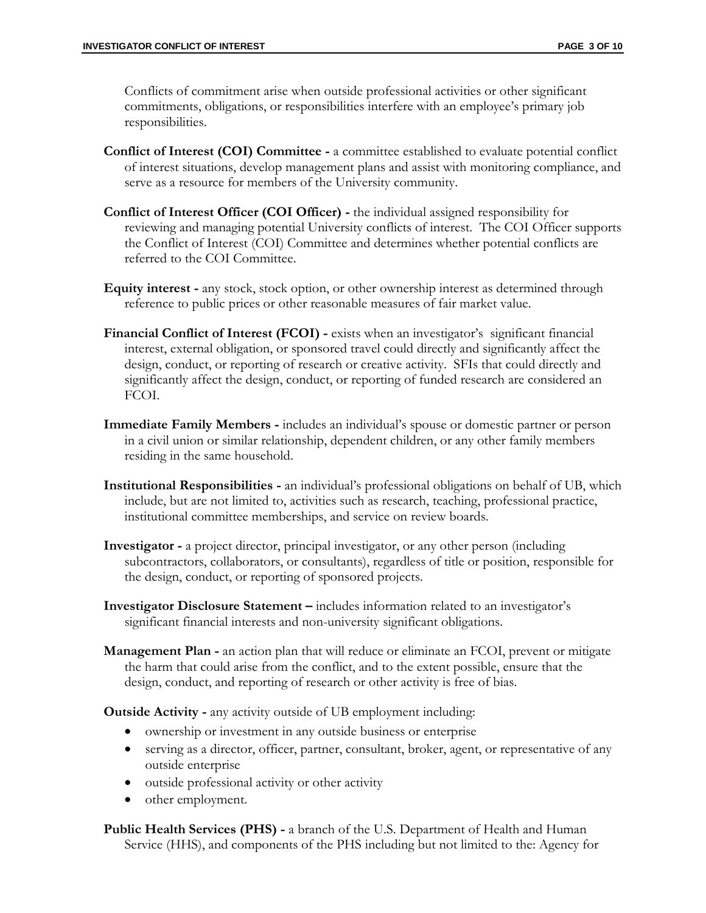Conflicts of commitment arise when outside professional activities or other significant commitments, obligations, or responsibilities interfere with an employee's primary job responsibilities.

**Conflict of Interest (COI) Committee -** a committee established to evaluate potential conflict of interest situations, develop management plans and assist with monitoring compliance, and serve as a resource for members of the University community.

**Conflict of Interest Officer (COI Officer) -** the individual assigned responsibility for reviewing and managing potential University conflicts of interest. The COI Officer supports the Conflict of Interest (COI) Committee and determines whether potential conflicts are referred to the COI Committee.

**Equity interest -** any stock, stock option, or other ownership interest as determined through reference to public prices or other reasonable measures of fair market value.

**Financial Conflict of Interest (FCOI) -** exists when an investigator's significant financial interest, external obligation, or sponsored travel could directly and significantly affect the design, conduct, or reporting of research or creative activity. SFIs that could directly and significantly affect the design, conduct, or reporting of funded research are considered an FCOI.

**Immediate Family Members -** includes an individual's spouse or domestic partner or person in a civil union or similar relationship, dependent children, or any other family members residing in the same household.

**Institutional Responsibilities -** an individual's professional obligations on behalf of UB, which include, but are not limited to, activities such as research, teaching, professional practice, institutional committee memberships, and service on review boards.

**Investigator -** a project director, principal investigator, or any other person (including subcontractors, collaborators, or consultants), regardless of title or position, responsible for the design, conduct, or reporting of sponsored projects.

**Investigator Disclosure Statement –** includes information related to an investigator's significant financial interests and non-university significant obligations.

**Management Plan -** an action plan that will reduce or eliminate an FCOI, prevent or mitigate the harm that could arise from the conflict, and to the extent possible, ensure that the design, conduct, and reporting of research or other activity is free of bias.

**Outside Activity -** any activity outside of UB employment including:

- ownership or investment in any outside business or enterprise
- serving as a director, officer, partner, consultant, broker, agent, or representative of any outside enterprise
- outside professional activity or other activity
- other employment.

**Public Health Services (PHS) -** a branch of the U.S. Department of Health and Human Service (HHS), and components of the PHS including but not limited to the: Agency for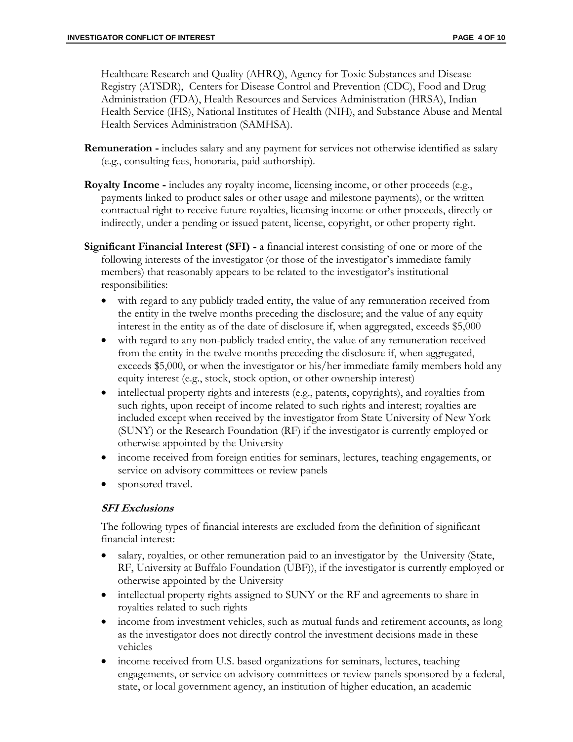Healthcare Research and Quality (AHRQ), Agency for Toxic Substances and Disease Registry (ATSDR), Centers for Disease Control and Prevention (CDC), Food and Drug Administration (FDA), Health Resources and Services Administration (HRSA), Indian Health Service (IHS), National Institutes of Health (NIH), and Substance Abuse and Mental Health Services Administration (SAMHSA).

**Remuneration -** includes salary and any payment for services not otherwise identified as salary (e.g., consulting fees, honoraria, paid authorship).

**Royalty Income -** includes any royalty income, licensing income, or other proceeds (e.g., payments linked to product sales or other usage and milestone payments), or the written contractual right to receive future royalties, licensing income or other proceeds, directly or indirectly, under a pending or issued patent, license, copyright, or other property right.

**Significant Financial Interest (SFI) -** a financial interest consisting of one or more of the following interests of the investigator (or those of the investigator's immediate family members) that reasonably appears to be related to the investigator's institutional responsibilities:

- with regard to any publicly traded entity, the value of any remuneration received from the entity in the twelve months preceding the disclosure; and the value of any equity interest in the entity as of the date of disclosure if, when aggregated, exceeds $5,000
- with regard to any non-publicly traded entity, the value of any remuneration received from the entity in the twelve months preceding the disclosure if, when aggregated, exceeds $5,000, or when the investigator or his/her immediate family members hold any equity interest (e.g., stock, stock option, or other ownership interest)
- intellectual property rights and interests (e.g., patents, copyrights), and royalties from such rights, upon receipt of income related to such rights and interest; royalties are included except when received by the investigator from State University of New York (SUNY) or the Research Foundation (RF) if the investigator is currently employed or otherwise appointed by the University
- income received from foreign entities for seminars, lectures, teaching engagements, or service on advisory committees or review panels
- sponsored travel.

***SFI Exclusions***

The following types of financial interests are excluded from the definition of significant financial interest:

- salary, royalties, or other remuneration paid to an investigator by the University (State, RF, University at Buffalo Foundation (UBF)), if the investigator is currently employed or otherwise appointed by the University
- intellectual property rights assigned to SUNY or the RF and agreements to share in royalties related to such rights
- income from investment vehicles, such as mutual funds and retirement accounts, as long as the investigator does not directly control the investment decisions made in these vehicles
- income received from U.S. based organizations for seminars, lectures, teaching engagements, or service on advisory committees or review panels sponsored by a federal, state, or local government agency, an institution of higher education, an academic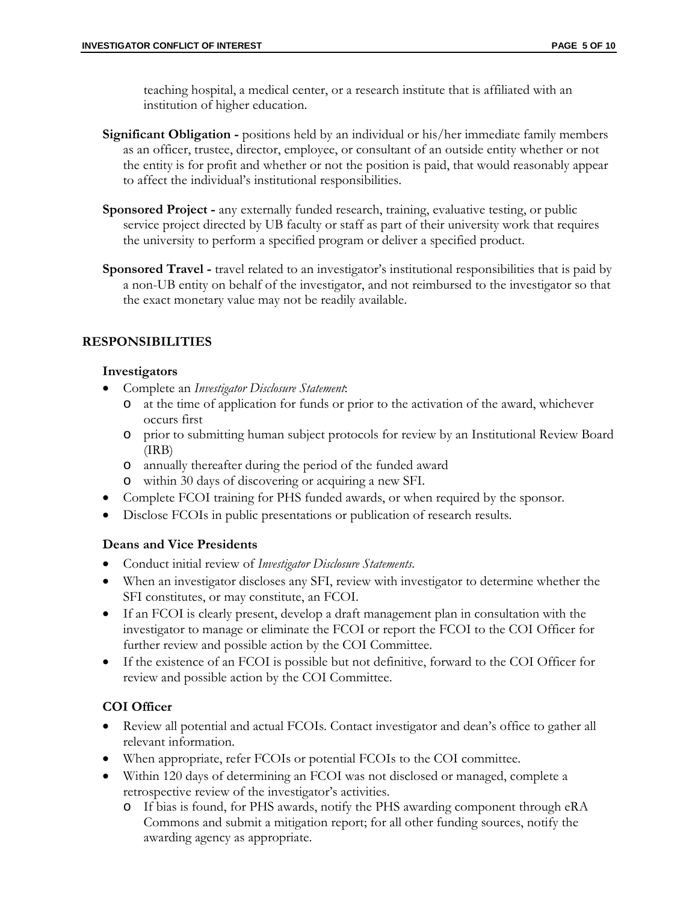teaching hospital, a medical center, or a research institute that is affiliated with an institution of higher education.

**Significant Obligation -** positions held by an individual or his/her immediate family members as an officer, trustee, director, employee, or consultant of an outside entity whether or not the entity is for profit and whether or not the position is paid, that would reasonably appear to affect the individual's institutional responsibilities.

**Sponsored Project -** any externally funded research, training, evaluative testing, or public service project directed by UB faculty or staff as part of their university work that requires the university to perform a specified program or deliver a specified product.

**Sponsored Travel -** travel related to an investigator's institutional responsibilities that is paid by a non-UB entity on behalf of the investigator, and not reimbursed to the investigator so that the exact monetary value may not be readily available.

## RESPONSIBILITIES

### Investigators

- Complete an *Investigator Disclosure Statement*:
  - at the time of application for funds or prior to the activation of the award, whichever occurs first
  - prior to submitting human subject protocols for review by an Institutional Review Board (IRB)
  - annually thereafter during the period of the funded award
  - within 30 days of discovering or acquiring a new SFI.
- Complete FCOI training for PHS funded awards, or when required by the sponsor.
- Disclose FCOIs in public presentations or publication of research results.

### Deans and Vice Presidents

- Conduct initial review of *Investigator Disclosure Statements*.
- When an investigator discloses any SFI, review with investigator to determine whether the SFI constitutes, or may constitute, an FCOI.
- If an FCOI is clearly present, develop a draft management plan in consultation with the investigator to manage or eliminate the FCOI or report the FCOI to the COI Officer for further review and possible action by the COI Committee.
- If the existence of an FCOI is possible but not definitive, forward to the COI Officer for review and possible action by the COI Committee.

### COI Officer

- Review all potential and actual FCOIs. Contact investigator and dean's office to gather all relevant information.
- When appropriate, refer FCOIs or potential FCOIs to the COI committee.
- Within 120 days of determining an FCOI was not disclosed or managed, complete a retrospective review of the investigator's activities.
  - If bias is found, for PHS awards, notify the PHS awarding component through eRA Commons and submit a mitigation report; for all other funding sources, notify the awarding agency as appropriate.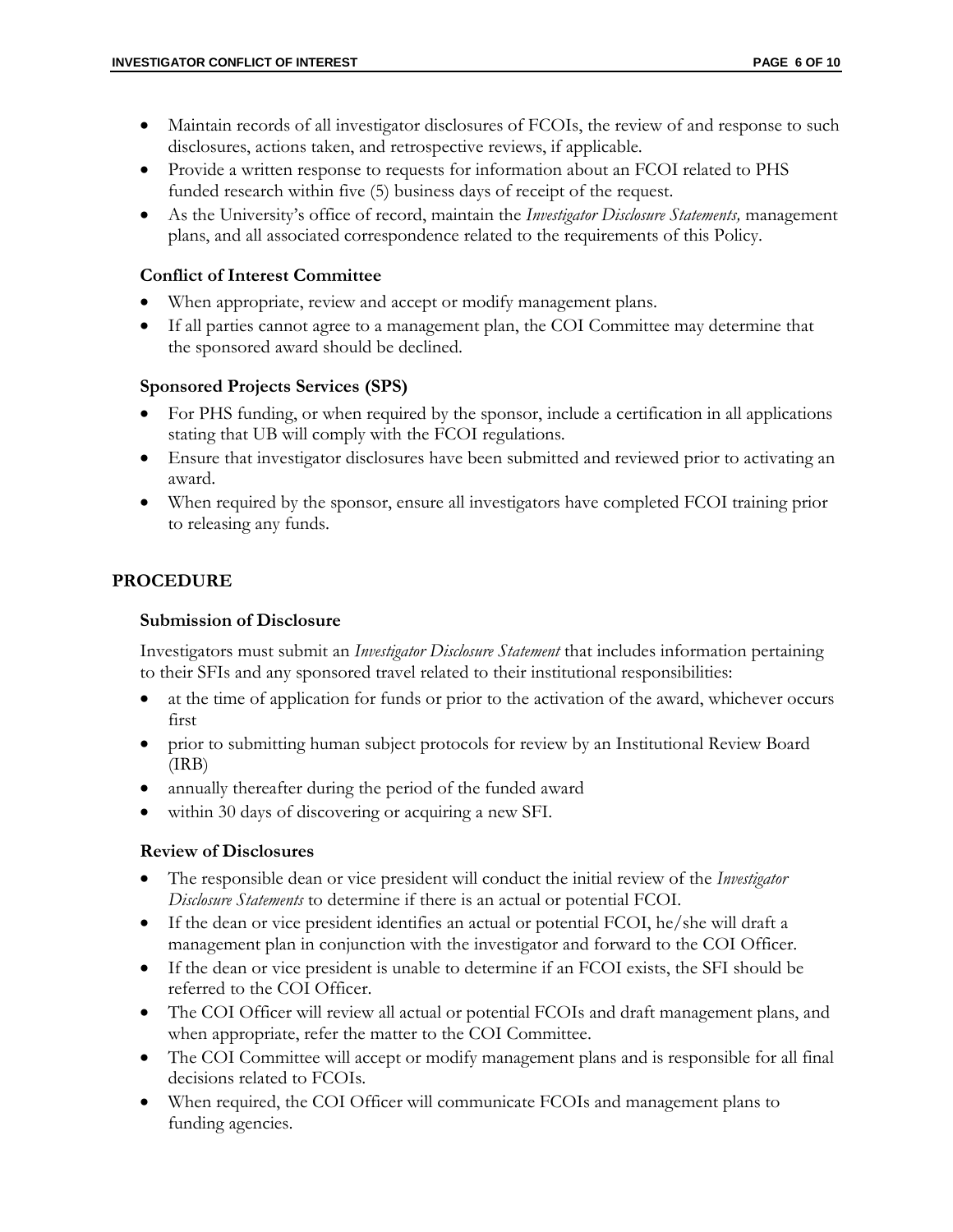- Maintain records of all investigator disclosures of FCOIs, the review of and response to such disclosures, actions taken, and retrospective reviews, if applicable.
- Provide a written response to requests for information about an FCOI related to PHS funded research within five (5) business days of receipt of the request.
- As the University's office of record, maintain the *Investigator Disclosure Statements,* management plans, and all associated correspondence related to the requirements of this Policy.

### Conflict of Interest Committee

- When appropriate, review and accept or modify management plans.
- If all parties cannot agree to a management plan, the COI Committee may determine that the sponsored award should be declined.

### Sponsored Projects Services (SPS)

- For PHS funding, or when required by the sponsor, include a certification in all applications stating that UB will comply with the FCOI regulations.
- Ensure that investigator disclosures have been submitted and reviewed prior to activating an award.
- When required by the sponsor, ensure all investigators have completed FCOI training prior to releasing any funds.

## PROCEDURE

### Submission of Disclosure

Investigators must submit an *Investigator Disclosure Statement* that includes information pertaining to their SFIs and any sponsored travel related to their institutional responsibilities:

- at the time of application for funds or prior to the activation of the award, whichever occurs first
- prior to submitting human subject protocols for review by an Institutional Review Board (IRB)
- annually thereafter during the period of the funded award
- within 30 days of discovering or acquiring a new SFI.

### Review of Disclosures

- The responsible dean or vice president will conduct the initial review of the *Investigator Disclosure Statements* to determine if there is an actual or potential FCOI.
- If the dean or vice president identifies an actual or potential FCOI, he/she will draft a management plan in conjunction with the investigator and forward to the COI Officer.
- If the dean or vice president is unable to determine if an FCOI exists, the SFI should be referred to the COI Officer.
- The COI Officer will review all actual or potential FCOIs and draft management plans, and when appropriate, refer the matter to the COI Committee.
- The COI Committee will accept or modify management plans and is responsible for all final decisions related to FCOIs.
- When required, the COI Officer will communicate FCOIs and management plans to funding agencies.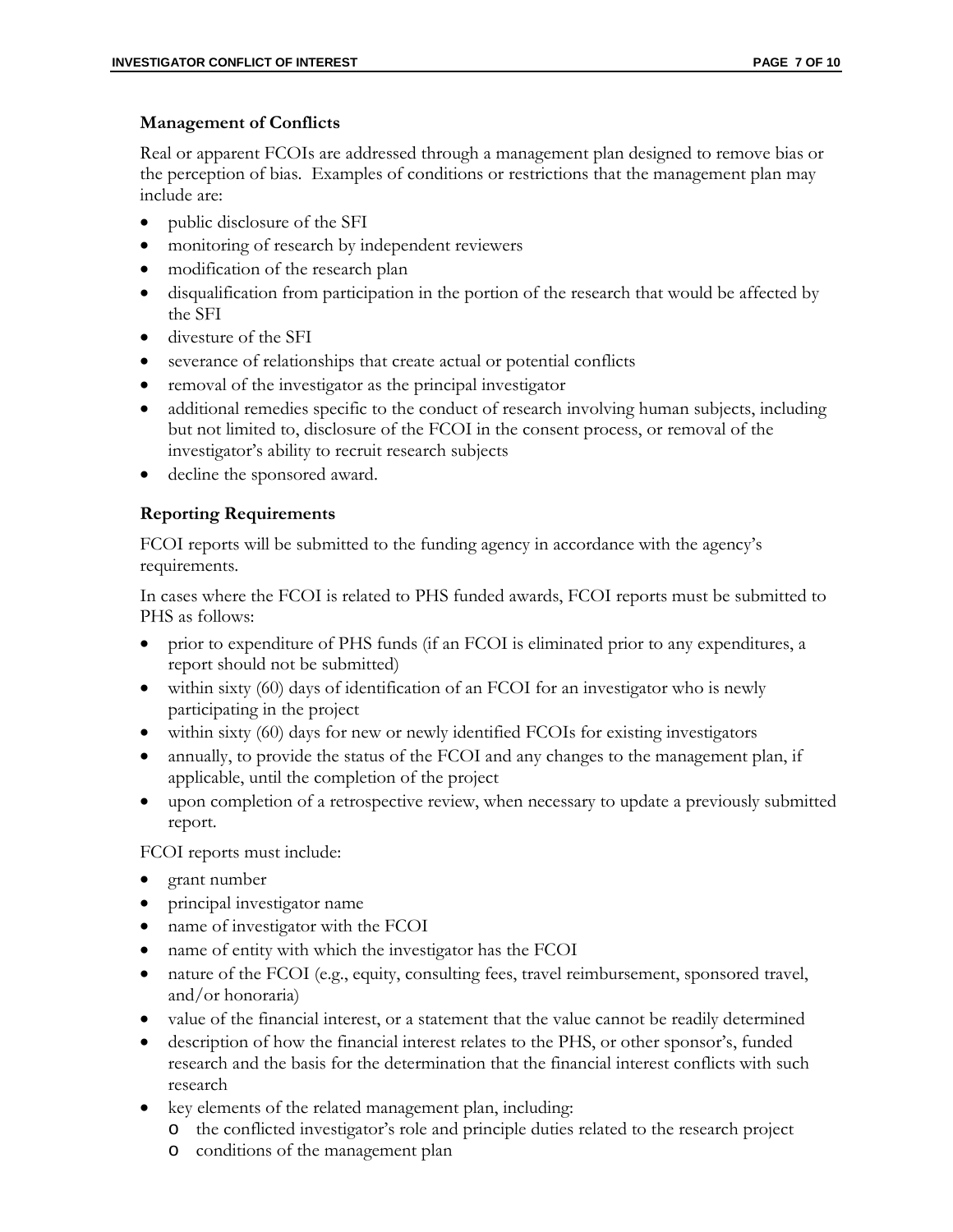## Management of Conflicts

Real or apparent FCOIs are addressed through a management plan designed to remove bias or the perception of bias. Examples of conditions or restrictions that the management plan may include are:

- public disclosure of the SFI
- monitoring of research by independent reviewers
- modification of the research plan
- disqualification from participation in the portion of the research that would be affected by the SFI
- divesture of the SFI
- severance of relationships that create actual or potential conflicts
- removal of the investigator as the principal investigator
- additional remedies specific to the conduct of research involving human subjects, including but not limited to, disclosure of the FCOI in the consent process, or removal of the investigator's ability to recruit research subjects
- decline the sponsored award.

## Reporting Requirements

FCOI reports will be submitted to the funding agency in accordance with the agency's requirements.

In cases where the FCOI is related to PHS funded awards, FCOI reports must be submitted to PHS as follows:

- prior to expenditure of PHS funds (if an FCOI is eliminated prior to any expenditures, a report should not be submitted)
- within sixty (60) days of identification of an FCOI for an investigator who is newly participating in the project
- within sixty (60) days for new or newly identified FCOIs for existing investigators
- annually, to provide the status of the FCOI and any changes to the management plan, if applicable, until the completion of the project
- upon completion of a retrospective review, when necessary to update a previously submitted report.

FCOI reports must include:

- grant number
- principal investigator name
- name of investigator with the FCOI
- name of entity with which the investigator has the FCOI
- nature of the FCOI (e.g., equity, consulting fees, travel reimbursement, sponsored travel, and/or honoraria)
- value of the financial interest, or a statement that the value cannot be readily determined
- description of how the financial interest relates to the PHS, or other sponsor's, funded research and the basis for the determination that the financial interest conflicts with such research
- key elements of the related management plan, including:
  - the conflicted investigator's role and principle duties related to the research project
  - conditions of the management plan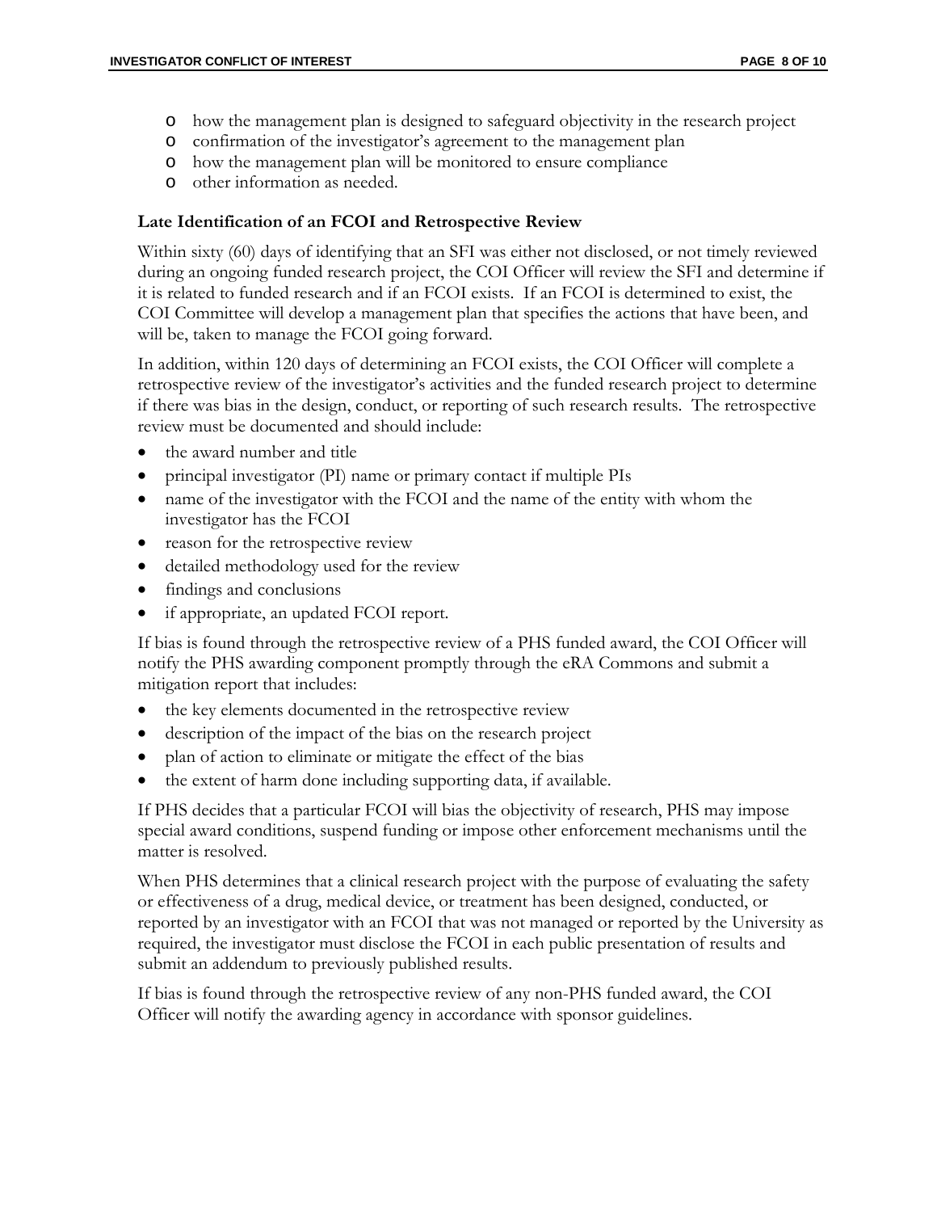- how the management plan is designed to safeguard objectivity in the research project
  - confirmation of the investigator's agreement to the management plan
  - how the management plan will be monitored to ensure compliance
  - other information as needed.

**Late Identification of an FCOI and Retrospective Review**

Within sixty (60) days of identifying that an SFI was either not disclosed, or not timely reviewed during an ongoing funded research project, the COI Officer will review the SFI and determine if it is related to funded research and if an FCOI exists. If an FCOI is determined to exist, the COI Committee will develop a management plan that specifies the actions that have been, and will be, taken to manage the FCOI going forward.

In addition, within 120 days of determining an FCOI exists, the COI Officer will complete a retrospective review of the investigator's activities and the funded research project to determine if there was bias in the design, conduct, or reporting of such research results. The retrospective review must be documented and should include:

- the award number and title
- principal investigator (PI) name or primary contact if multiple PIs
- name of the investigator with the FCOI and the name of the entity with whom the investigator has the FCOI
- reason for the retrospective review
- detailed methodology used for the review
- findings and conclusions
- if appropriate, an updated FCOI report.

If bias is found through the retrospective review of a PHS funded award, the COI Officer will notify the PHS awarding component promptly through the eRA Commons and submit a mitigation report that includes:

- the key elements documented in the retrospective review
- description of the impact of the bias on the research project
- plan of action to eliminate or mitigate the effect of the bias
- the extent of harm done including supporting data, if available.

If PHS decides that a particular FCOI will bias the objectivity of research, PHS may impose special award conditions, suspend funding or impose other enforcement mechanisms until the matter is resolved.

When PHS determines that a clinical research project with the purpose of evaluating the safety or effectiveness of a drug, medical device, or treatment has been designed, conducted, or reported by an investigator with an FCOI that was not managed or reported by the University as required, the investigator must disclose the FCOI in each public presentation of results and submit an addendum to previously published results.

If bias is found through the retrospective review of any non-PHS funded award, the COI Officer will notify the awarding agency in accordance with sponsor guidelines.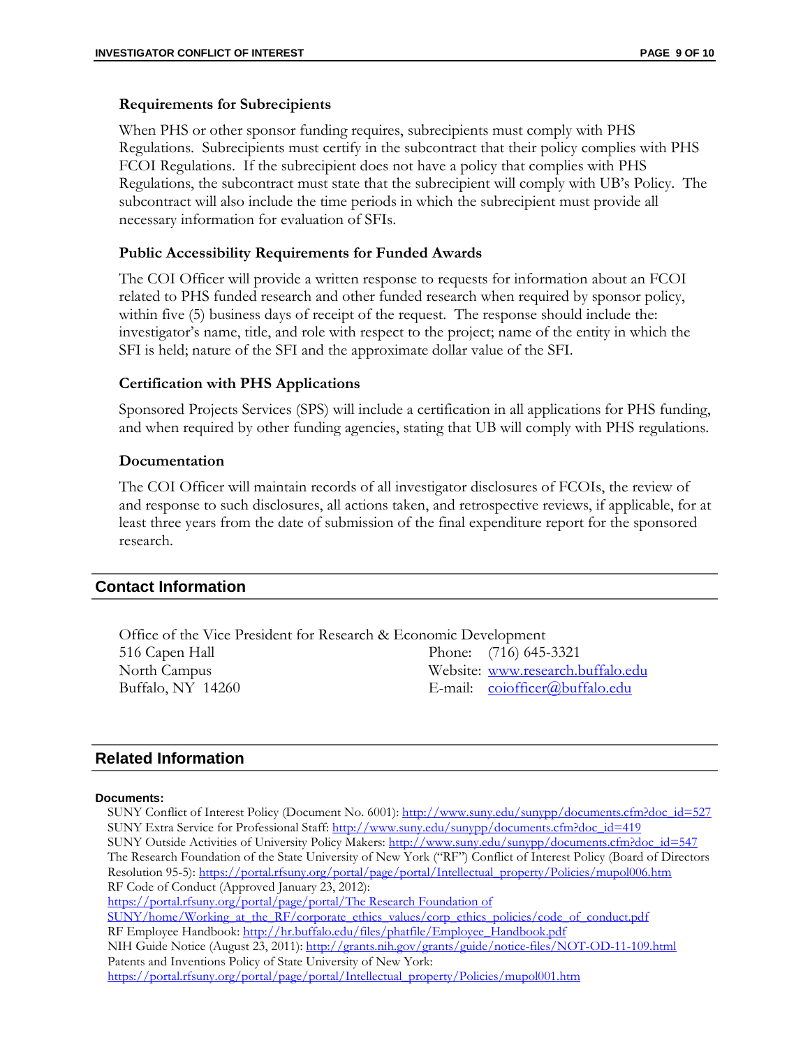### Requirements for Subrecipients

When PHS or other sponsor funding requires, subrecipients must comply with PHS Regulations. Subrecipients must certify in the subcontract that their policy complies with PHS FCOI Regulations. If the subrecipient does not have a policy that complies with PHS Regulations, the subcontract must state that the subrecipient will comply with UB's Policy. The subcontract will also include the time periods in which the subrecipient must provide all necessary information for evaluation of SFIs.

### Public Accessibility Requirements for Funded Awards

The COI Officer will provide a written response to requests for information about an FCOI related to PHS funded research and other funded research when required by sponsor policy, within five (5) business days of receipt of the request. The response should include the: investigator's name, title, and role with respect to the project; name of the entity in which the SFI is held; nature of the SFI and the approximate dollar value of the SFI.

### Certification with PHS Applications

Sponsored Projects Services (SPS) will include a certification in all applications for PHS funding, and when required by other funding agencies, stating that UB will comply with PHS regulations.

### Documentation

The COI Officer will maintain records of all investigator disclosures of FCOIs, the review of and response to such disclosures, all actions taken, and retrospective reviews, if applicable, for at least three years from the date of submission of the final expenditure report for the sponsored research.

## Contact Information

Office of the Vice President for Research & Economic Development
516 Capen Hall
North Campus
Buffalo, NY 14260

Phone: (716) 645-3321
Website: www.research.buffalo.edu
E-mail: coiofficer@buffalo.edu

## Related Information

**Documents:**

SUNY Conflict of Interest Policy (Document No. 6001): http://www.suny.edu/sunypp/documents.cfm?doc_id=527
SUNY Extra Service for Professional Staff: http://www.suny.edu/sunypp/documents.cfm?doc_id=419
SUNY Outside Activities of University Policy Makers: http://www.suny.edu/sunypp/documents.cfm?doc_id=547
The Research Foundation of the State University of New York ("RF") Conflict of Interest Policy (Board of Directors Resolution 95-5): https://portal.rfsuny.org/portal/page/portal/Intellectual_property/Policies/mupol006.htm
RF Code of Conduct (Approved January 23, 2012): https://portal.rfsuny.org/portal/page/portal/The Research Foundation of SUNY/home/Working_at_the_RF/corporate_ethics_values/corp_ethics_policies/code_of_conduct.pdf
RF Employee Handbook: http://hr.buffalo.edu/files/phatfile/Employee_Handbook.pdf
NIH Guide Notice (August 23, 2011): http://grants.nih.gov/grants/guide/notice-files/NOT-OD-11-109.html
Patents and Inventions Policy of State University of New York: https://portal.rfsuny.org/portal/page/portal/Intellectual_property/Policies/mupol001.htm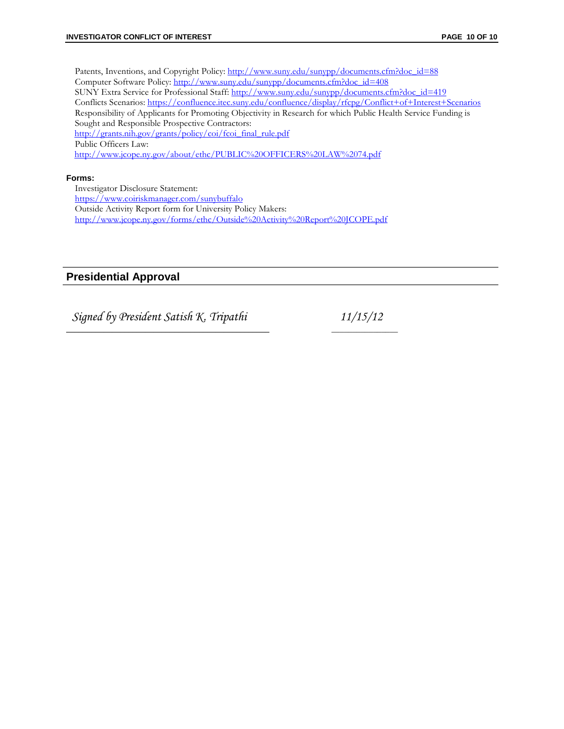Patents, Inventions, and Copyright Policy: http://www.suny.edu/sunypp/documents.cfm?doc_id=88
Computer Software Policy: http://www.suny.edu/sunypp/documents.cfm?doc_id=408
SUNY Extra Service for Professional Staff: http://www.suny.edu/sunypp/documents.cfm?doc_id=419
Conflicts Scenarios: https://confluence.itec.suny.edu/confluence/display/rfcpg/Conflict+of+Interest+Scenarios
Responsibility of Applicants for Promoting Objectivity in Research for which Public Health Service Funding is Sought and Responsible Prospective Contractors:
http://grants.nih.gov/grants/policy/coi/fcoi_final_rule.pdf
Public Officers Law:
http://www.jcope.ny.gov/about/ethc/PUBLIC%20OFFICERS%20LAW%2074.pdf

**Forms:**

Investigator Disclosure Statement:
https://www.coiriskmanager.com/sunybuffalo
Outside Activity Report form for University Policy Makers:
http://www.jcope.ny.gov/forms/ethc/Outside%20Activity%20Report%20JCOPE.pdf

## Presidential Approval

*Signed by President Satish K. Tripathi* *11/15/12*